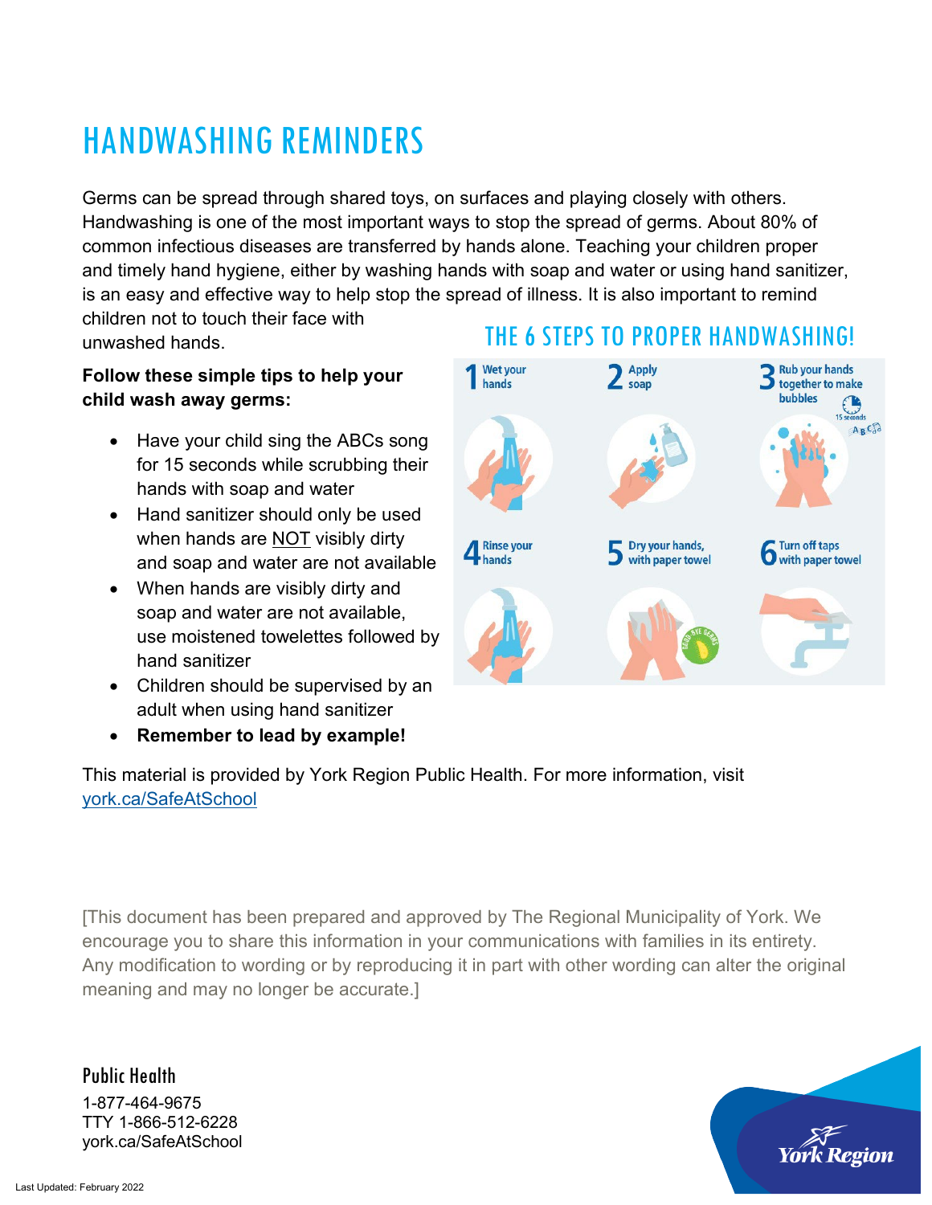# HANDWASHING REMINDERS

Germs can be spread through shared toys, on surfaces and playing closely with others. Handwashing is one of the most important ways to stop the spread of germs. About 80% of common infectious diseases are transferred by hands alone. Teaching your children proper and timely hand hygiene, either by washing hands with soap and water or using hand sanitizer, is an easy and effective way to help stop the spread of illness. It is also important to remind children not to touch their face with unwashed hands.

**Follow these simple tips to help your child wash away germs:**

- Have your child sing the ABCs song for 15 seconds while scrubbing their hands with soap and water
- Hand sanitizer should only be used when hands are NOT visibly dirty and soap and water are not available
- When hands are visibly dirty and soap and water are not available, use moistened towelettes followed by hand sanitizer
- Children should be supervised by an adult when using hand sanitizer
- **Remember to lead by example!**

## THE 6 STEPS TO PROPER HANDWASHING!

1. Wet your hands
2. Apply soap
3. Rub your hands together to make bubbles (15 seconds)
4. Rinse your hands
5. Dry your hands, with paper towel
6. Turn off taps with paper towel

This material is provided by York Region Public Health. For more information, visit york.ca/SafeAtSchool

[This document has been prepared and approved by The Regional Municipality of York. We encourage you to share this information in your communications with families in its entirety. Any modification to wording or by reproducing it in part with other wording can alter the original meaning and may no longer be accurate.]

**Public Health**

1-877-464-9675
TTY 1-866-512-6228
york.ca/SafeAtSchool

York Region

Last Updated: February 2022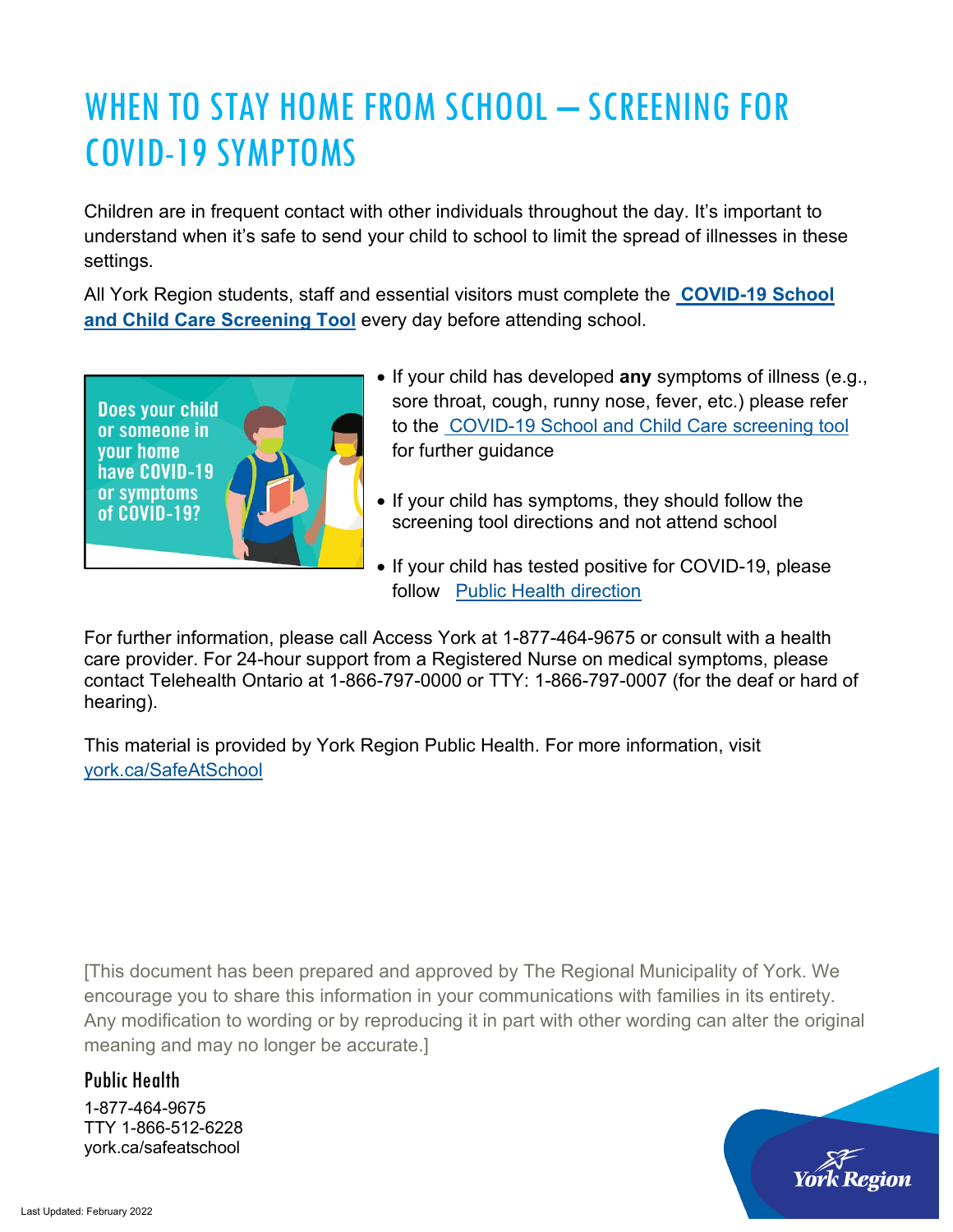# WHEN TO STAY HOME FROM SCHOOL – SCREENING FOR COVID-19 SYMPTOMS

Children are in frequent contact with other individuals throughout the day. It's important to understand when it's safe to send your child to school to limit the spread of illnesses in these settings.

All York Region students, staff and essential visitors must complete the **COVID-19 School and Child Care Screening Tool** every day before attending school.

Does your child or someone in your home have COVID-19 or symptoms of COVID-19?

- If your child has developed **any** symptoms of illness (e.g., sore throat, cough, runny nose, fever, etc.) please refer to the COVID-19 School and Child Care screening tool for further guidance
- If your child has symptoms, they should follow the screening tool directions and not attend school
- If your child has tested positive for COVID-19, please follow Public Health direction

For further information, please call Access York at 1-877-464-9675 or consult with a health care provider. For 24-hour support from a Registered Nurse on medical symptoms, please contact Telehealth Ontario at 1-866-797-0000 or TTY: 1-866-797-0007 (for the deaf or hard of hearing).

This material is provided by York Region Public Health. For more information, visit york.ca/SafeAtSchool

[This document has been prepared and approved by The Regional Municipality of York. We encourage you to share this information in your communications with families in its entirety. Any modification to wording or by reproducing it in part with other wording can alter the original meaning and may no longer be accurate.]

Public Health

1-877-464-9675
TTY 1-866-512-6228
york.ca/safeatschool

York Region

Last Updated: February 2022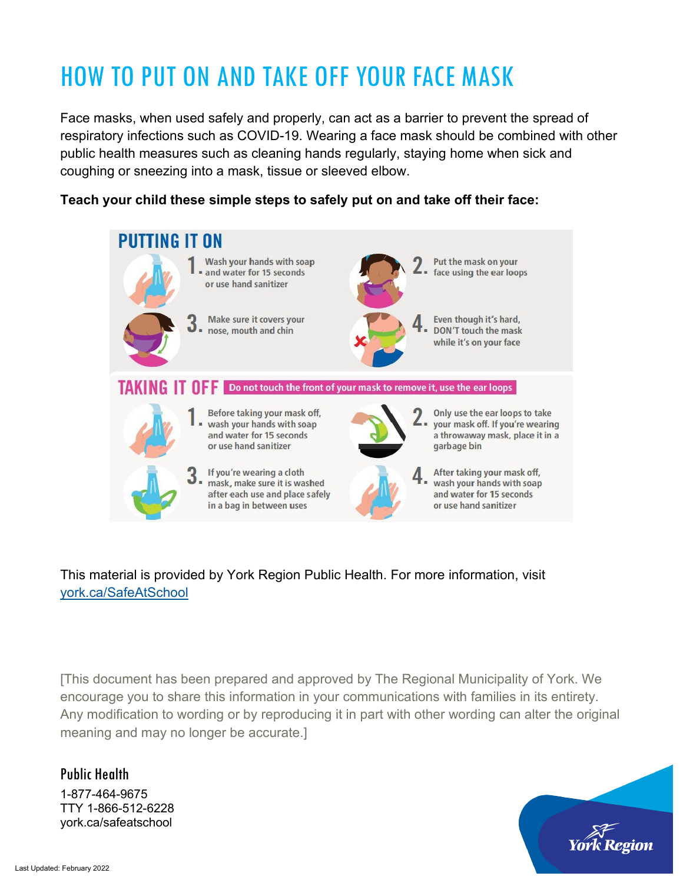# HOW TO PUT ON AND TAKE OFF YOUR FACE MASK

Face masks, when used safely and properly, can act as a barrier to prevent the spread of respiratory infections such as COVID-19. Wearing a face mask should be combined with other public health measures such as cleaning hands regularly, staying home when sick and coughing or sneezing into a mask, tissue or sleeved elbow.

**Teach your child these simple steps to safely put on and take off their face:**

## PUTTING IT ON

1. Wash your hands with soap and water for 15 seconds or use hand sanitizer
2. Put the mask on your face using the ear loops
3. Make sure it covers your nose, mouth and chin
4. Even though it's hard, DON'T touch the mask while it's on your face

## TAKING IT OFF

**Do not touch the front of your mask to remove it, use the ear loops**

1. Before taking your mask off, wash your hands with soap and water for 15 seconds or use hand sanitizer
2. Only use the ear loops to take your mask off. If you're wearing a throwaway mask, place it in a garbage bin
3. If you're wearing a cloth mask, make sure it is washed after each use and place safely in a bag in between uses
4. After taking your mask off, wash your hands with soap and water for 15 seconds or use hand sanitizer

This material is provided by York Region Public Health. For more information, visit york.ca/SafeAtSchool

[This document has been prepared and approved by The Regional Municipality of York. We encourage you to share this information in your communications with families in its entirety. Any modification to wording or by reproducing it in part with other wording can alter the original meaning and may no longer be accurate.]

### Public Health

1-877-464-9675
TTY 1-866-512-6228
york.ca/safeatschool

York Region

Last Updated: February 2022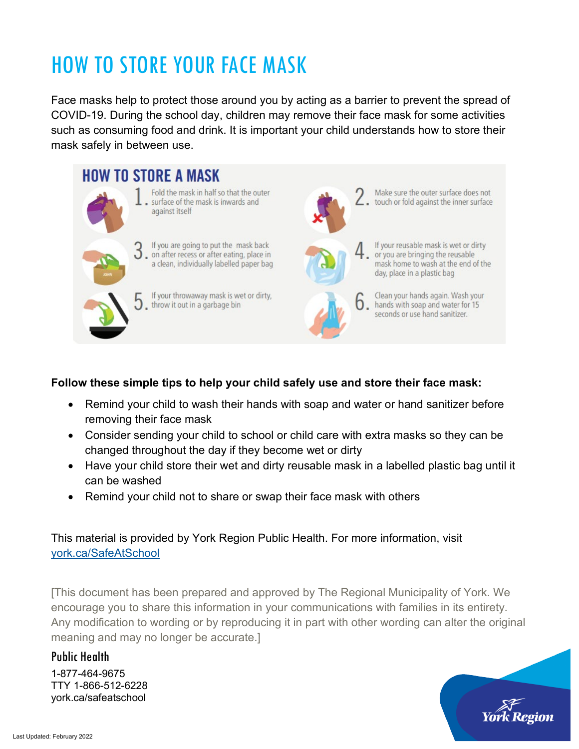# HOW TO STORE YOUR FACE MASK

Face masks help to protect those around you by acting as a barrier to prevent the spread of COVID-19. During the school day, children may remove their face mask for some activities such as consuming food and drink. It is important your child understands how to store their mask safely in between use.

## HOW TO STORE A MASK

1. Fold the mask in half so that the outer surface of the mask is inwards and against itself
2. Make sure the outer surface does not touch or fold against the inner surface
3. If you are going to put the mask back on after recess or after eating, place in a clean, individually labelled paper bag
4. If your reusable mask is wet or dirty or you are bringing the reusable mask home to wash at the end of the day, place in a plastic bag
5. If your throwaway mask is wet or dirty, throw it out in a garbage bin
6. Clean your hands again. Wash your hands with soap and water for 15 seconds or use hand sanitizer.

**Follow these simple tips to help your child safely use and store their face mask:**

- Remind your child to wash their hands with soap and water or hand sanitizer before removing their face mask
- Consider sending your child to school or child care with extra masks so they can be changed throughout the day if they become wet or dirty
- Have your child store their wet and dirty reusable mask in a labelled plastic bag until it can be washed
- Remind your child not to share or swap their face mask with others

This material is provided by York Region Public Health. For more information, visit [york.ca/SafeAtSchool](york.ca/SafeAtSchool)

[This document has been prepared and approved by The Regional Municipality of York. We encourage you to share this information in your communications with families in its entirety. Any modification to wording or by reproducing it in part with other wording can alter the original meaning and may no longer be accurate.]

Public Health

1-877-464-9675
TTY 1-866-512-6228
york.ca/safeatschool

York Region

Last Updated: February 2022